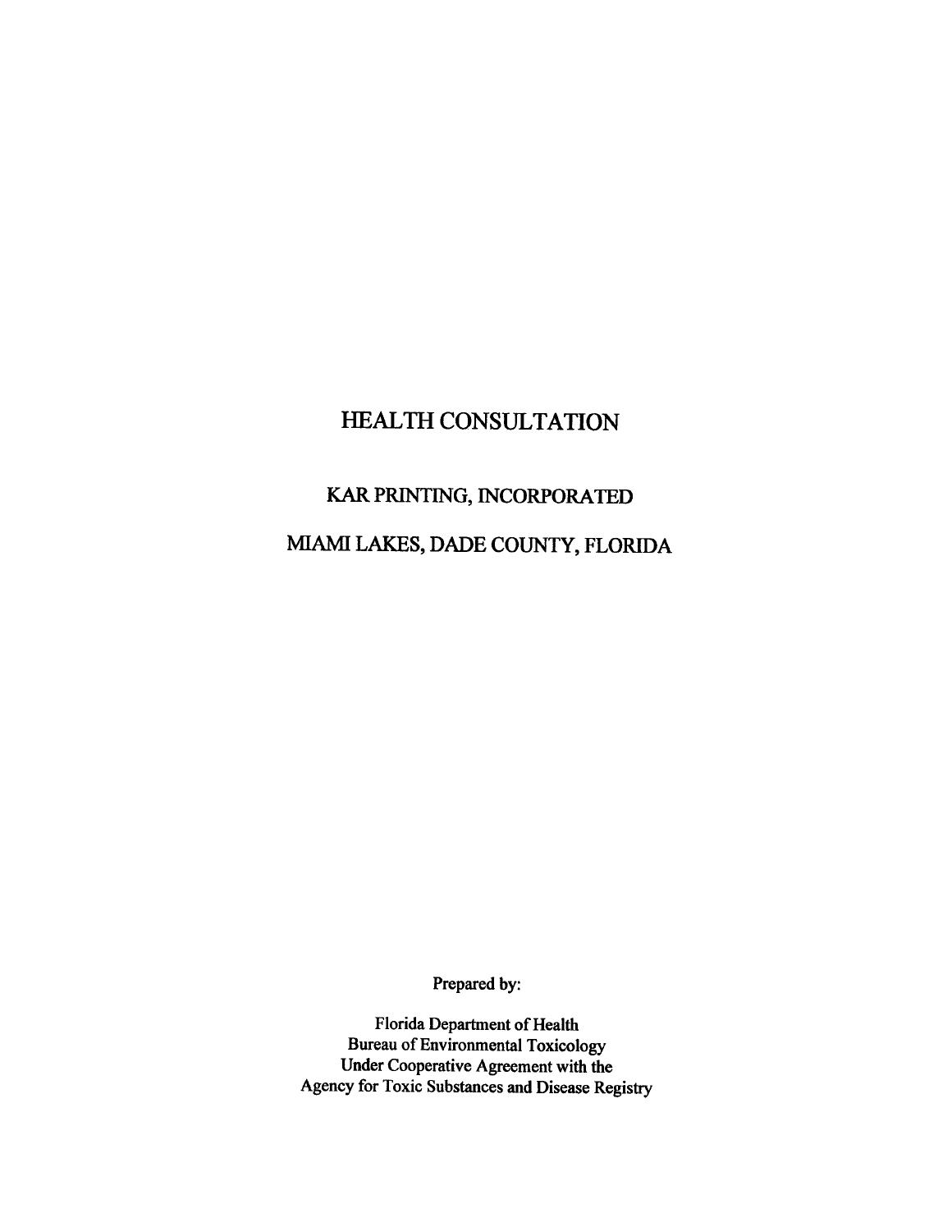# HEALTH CONSULTATION

## KAR PRINTING, INCORPORATED

## MIAMI LAKES, DADE COUNTY, FLORIDA

Prepared by:

Florida Department of Health
Bureau of Environmental Toxicology
Under Cooperative Agreement with the
Agency for Toxic Substances and Disease Registry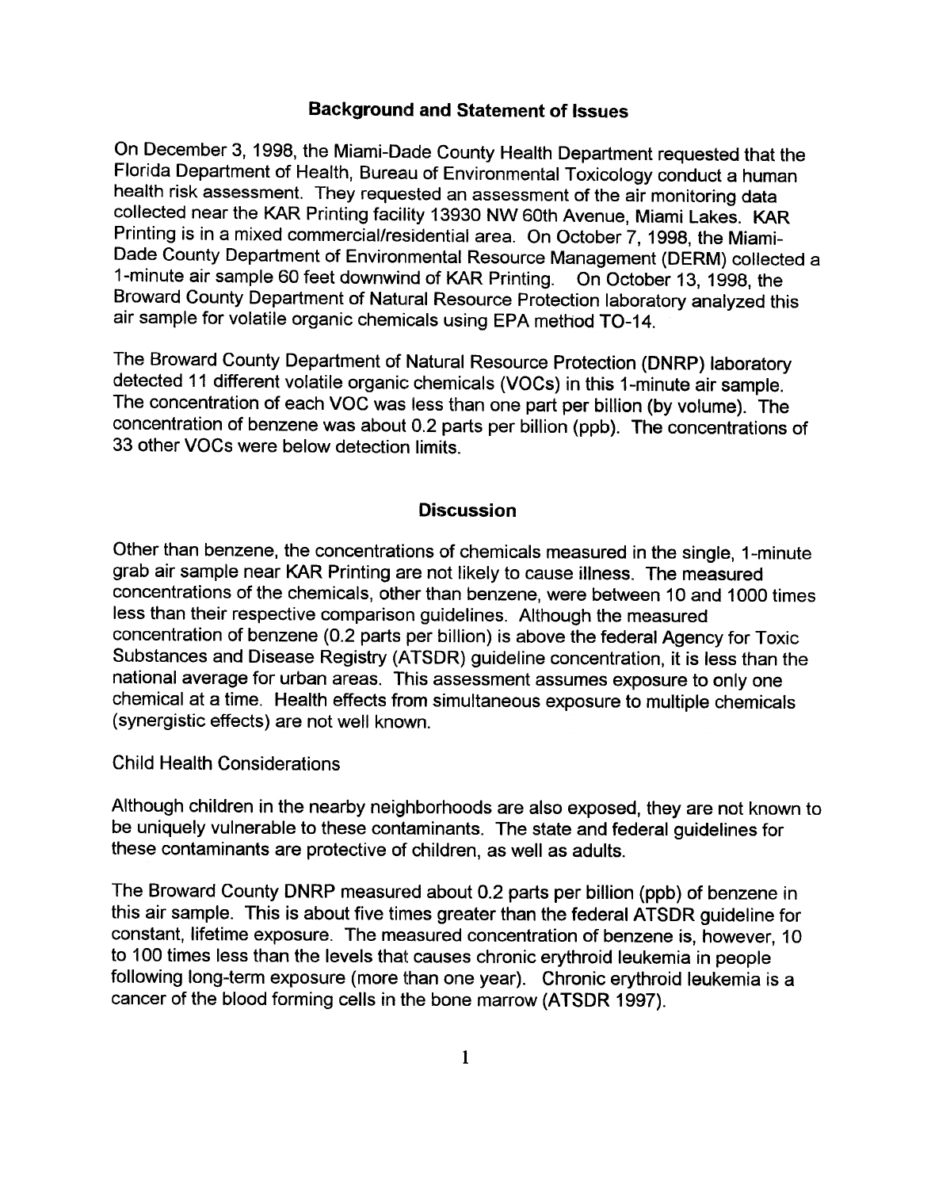## Background and Statement of Issues

On December 3, 1998, the Miami-Dade County Health Department requested that the Florida Department of Health, Bureau of Environmental Toxicology conduct a human health risk assessment. They requested an assessment of the air monitoring data collected near the KAR Printing facility 13930 NW 60th Avenue, Miami Lakes. KAR Printing is in a mixed commercial/residential area. On October 7, 1998, the Miami-Dade County Department of Environmental Resource Management (DERM) collected a 1-minute air sample 60 feet downwind of KAR Printing. On October 13, 1998, the Broward County Department of Natural Resource Protection laboratory analyzed this air sample for volatile organic chemicals using EPA method TO-14.

The Broward County Department of Natural Resource Protection (DNRP) laboratory detected 11 different volatile organic chemicals (VOCs) in this 1-minute air sample. The concentration of each VOC was less than one part per billion (by volume). The concentration of benzene was about 0.2 parts per billion (ppb). The concentrations of 33 other VOCs were below detection limits.

## Discussion

Other than benzene, the concentrations of chemicals measured in the single, 1-minute grab air sample near KAR Printing are not likely to cause illness. The measured concentrations of the chemicals, other than benzene, were between 10 and 1000 times less than their respective comparison guidelines. Although the measured concentration of benzene (0.2 parts per billion) is above the federal Agency for Toxic Substances and Disease Registry (ATSDR) guideline concentration, it is less than the national average for urban areas. This assessment assumes exposure to only one chemical at a time. Health effects from simultaneous exposure to multiple chemicals (synergistic effects) are not well known.

### Child Health Considerations

Although children in the nearby neighborhoods are also exposed, they are not known to be uniquely vulnerable to these contaminants. The state and federal guidelines for these contaminants are protective of children, as well as adults.

The Broward County DNRP measured about 0.2 parts per billion (ppb) of benzene in this air sample. This is about five times greater than the federal ATSDR guideline for constant, lifetime exposure. The measured concentration of benzene is, however, 10 to 100 times less than the levels that causes chronic erythroid leukemia in people following long-term exposure (more than one year). Chronic erythroid leukemia is a cancer of the blood forming cells in the bone marrow (ATSDR 1997).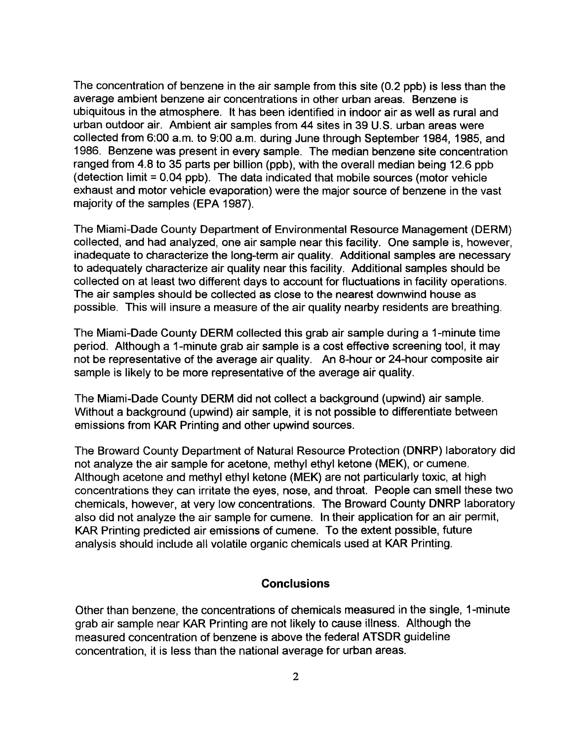The concentration of benzene in the air sample from this site (0.2 ppb) is less than the average ambient benzene air concentrations in other urban areas. Benzene is ubiquitous in the atmosphere. It has been identified in indoor air as well as rural and urban outdoor air. Ambient air samples from 44 sites in 39 U.S. urban areas were collected from 6:00 a.m. to 9:00 a.m. during June through September 1984, 1985, and 1986. Benzene was present in every sample. The median benzene site concentration ranged from 4.8 to 35 parts per billion (ppb), with the overall median being 12.6 ppb (detection limit = 0.04 ppb). The data indicated that mobile sources (motor vehicle exhaust and motor vehicle evaporation) were the major source of benzene in the vast majority of the samples (EPA 1987).

The Miami-Dade County Department of Environmental Resource Management (DERM) collected, and had analyzed, one air sample near this facility. One sample is, however, inadequate to characterize the long-term air quality. Additional samples are necessary to adequately characterize air quality near this facility. Additional samples should be collected on at least two different days to account for fluctuations in facility operations. The air samples should be collected as close to the nearest downwind house as possible. This will insure a measure of the air quality nearby residents are breathing.

The Miami-Dade County DERM collected this grab air sample during a 1-minute time period. Although a 1-minute grab air sample is a cost effective screening tool, it may not be representative of the average air quality. An 8-hour or 24-hour composite air sample is likely to be more representative of the average air quality.

The Miami-Dade County DERM did not collect a background (upwind) air sample. Without a background (upwind) air sample, it is not possible to differentiate between emissions from KAR Printing and other upwind sources.

The Broward County Department of Natural Resource Protection (DNRP) laboratory did not analyze the air sample for acetone, methyl ethyl ketone (MEK), or cumene. Although acetone and methyl ethyl ketone (MEK) are not particularly toxic, at high concentrations they can irritate the eyes, nose, and throat. People can smell these two chemicals, however, at very low concentrations. The Broward County DNRP laboratory also did not analyze the air sample for cumene. In their application for an air permit, KAR Printing predicted air emissions of cumene. To the extent possible, future analysis should include all volatile organic chemicals used at KAR Printing.

## Conclusions

Other than benzene, the concentrations of chemicals measured in the single, 1-minute grab air sample near KAR Printing are not likely to cause illness. Although the measured concentration of benzene is above the federal ATSDR guideline concentration, it is less than the national average for urban areas.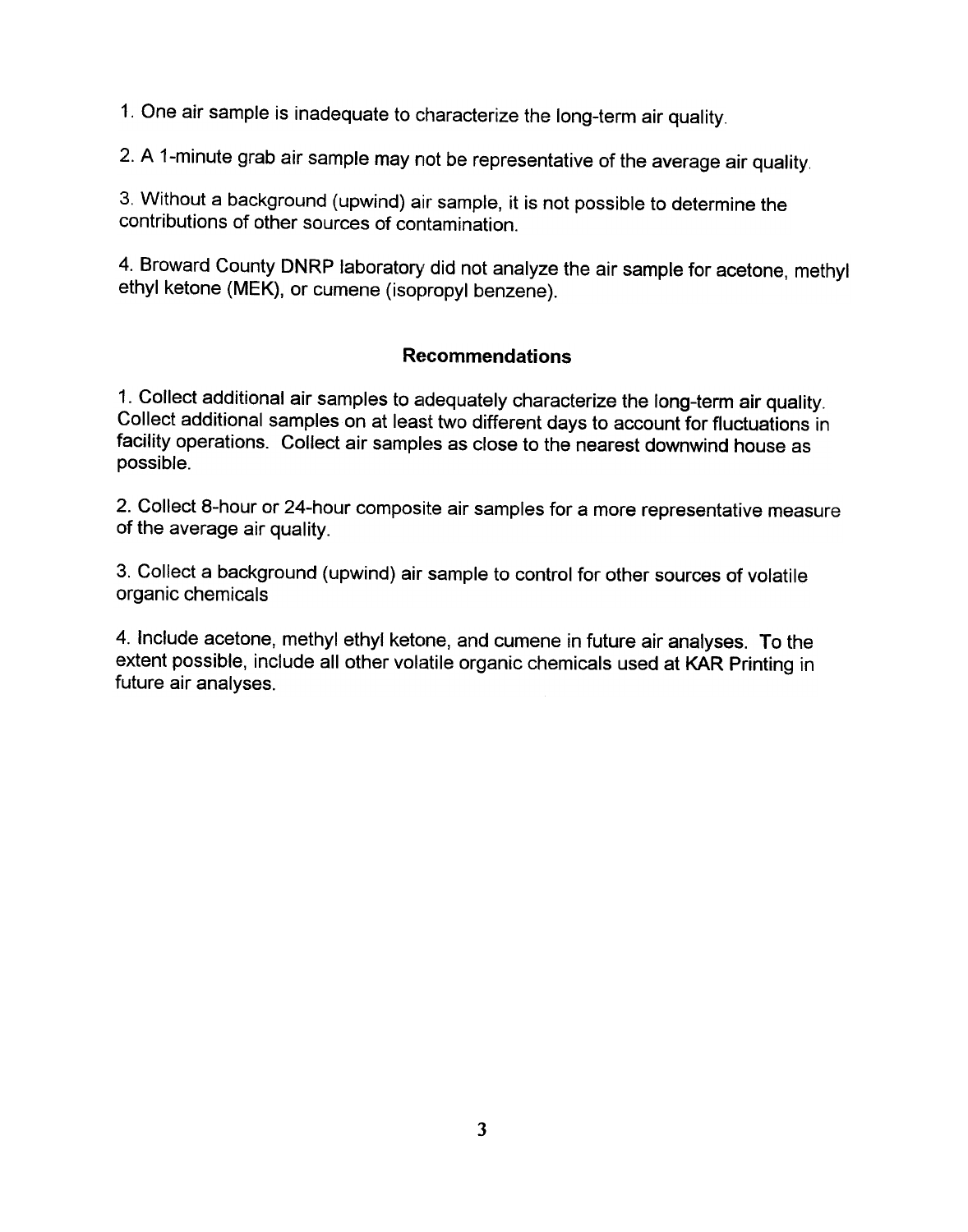1. One air sample is inadequate to characterize the long-term air quality.

2. A 1-minute grab air sample may not be representative of the average air quality.

3. Without a background (upwind) air sample, it is not possible to determine the contributions of other sources of contamination.

4. Broward County DNRP laboratory did not analyze the air sample for acetone, methyl ethyl ketone (MEK), or cumene (isopropyl benzene).

## Recommendations

1. Collect additional air samples to adequately characterize the long-term air quality. Collect additional samples on at least two different days to account for fluctuations in facility operations. Collect air samples as close to the nearest downwind house as possible.

2. Collect 8-hour or 24-hour composite air samples for a more representative measure of the average air quality.

3. Collect a background (upwind) air sample to control for other sources of volatile organic chemicals

4. Include acetone, methyl ethyl ketone, and cumene in future air analyses. To the extent possible, include all other volatile organic chemicals used at KAR Printing in future air analyses.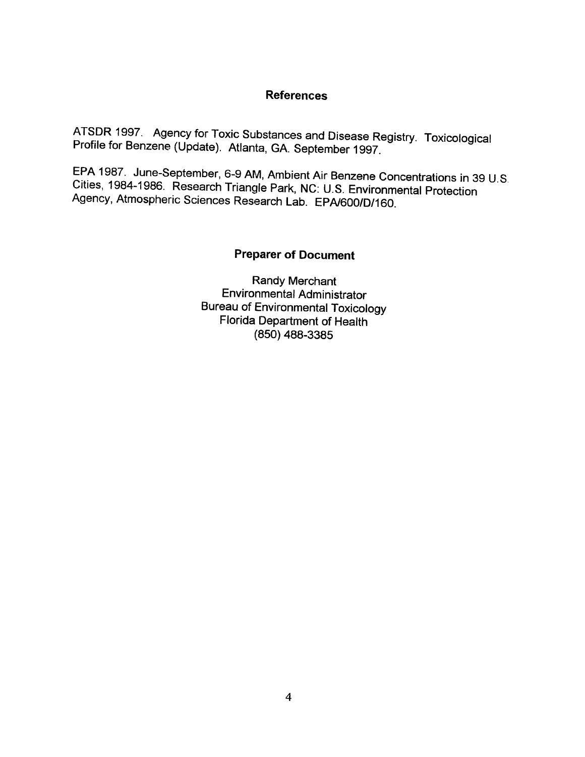## References

ATSDR 1997. Agency for Toxic Substances and Disease Registry. Toxicological Profile for Benzene (Update). Atlanta, GA. September 1997.

EPA 1987. June-September, 6-9 AM, Ambient Air Benzene Concentrations in 39 U.S. Cities, 1984-1986. Research Triangle Park, NC: U.S. Environmental Protection Agency, Atmospheric Sciences Research Lab. EPA/600/D/160.

## Preparer of Document

Randy Merchant
Environmental Administrator
Bureau of Environmental Toxicology
Florida Department of Health
(850) 488-3385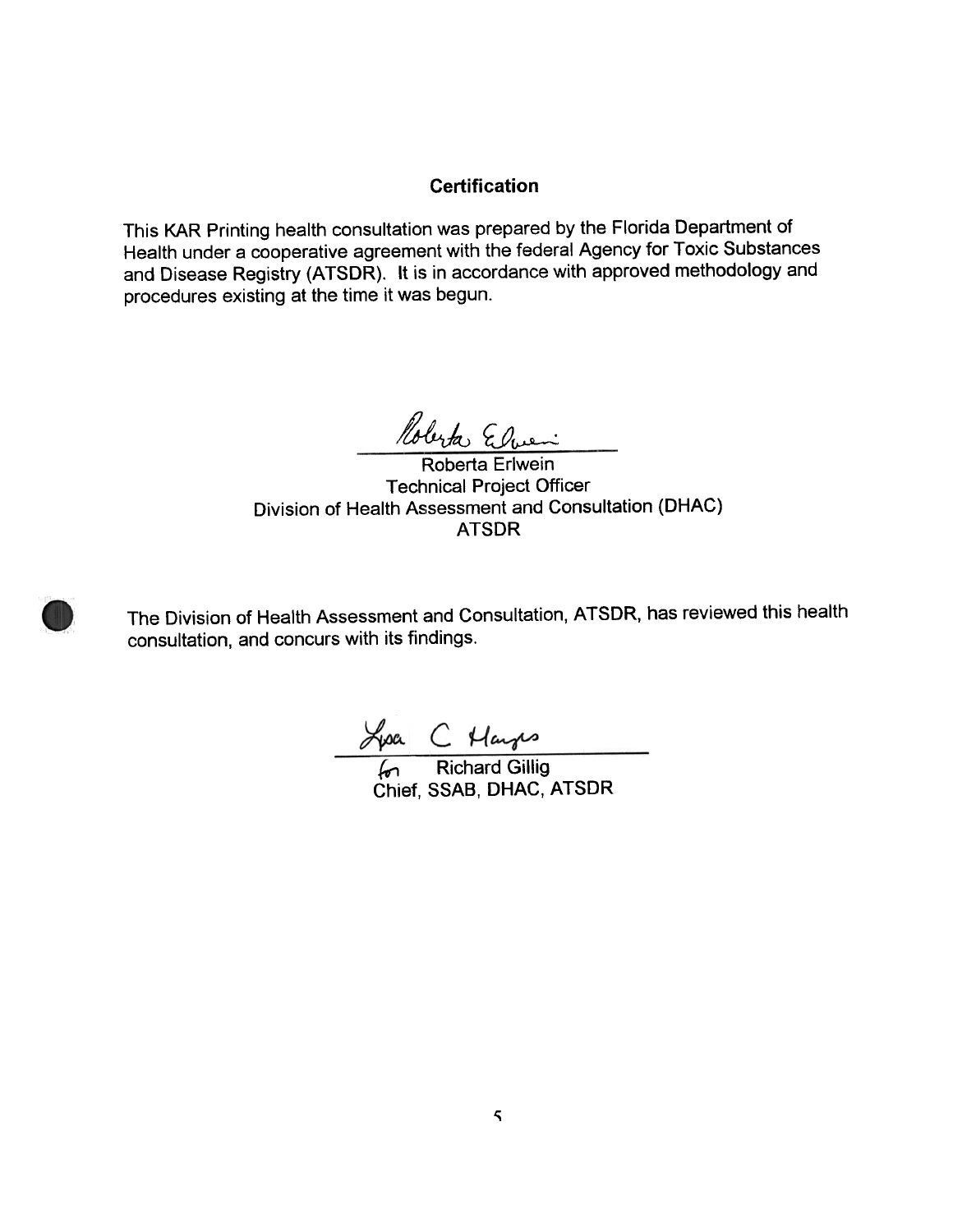## Certification

This KAR Printing health consultation was prepared by the Florida Department of Health under a cooperative agreement with the federal Agency for Toxic Substances and Disease Registry (ATSDR). It is in accordance with approved methodology and procedures existing at the time it was begun.

Roberta Erlwein
Technical Project Officer
Division of Health Assessment and Consultation (DHAC)
ATSDR

The Division of Health Assessment and Consultation, ATSDR, has reviewed this health consultation, and concurs with its findings.

Lisa C Hayes
for Richard Gillig
Chief, SSAB, DHAC, ATSDR